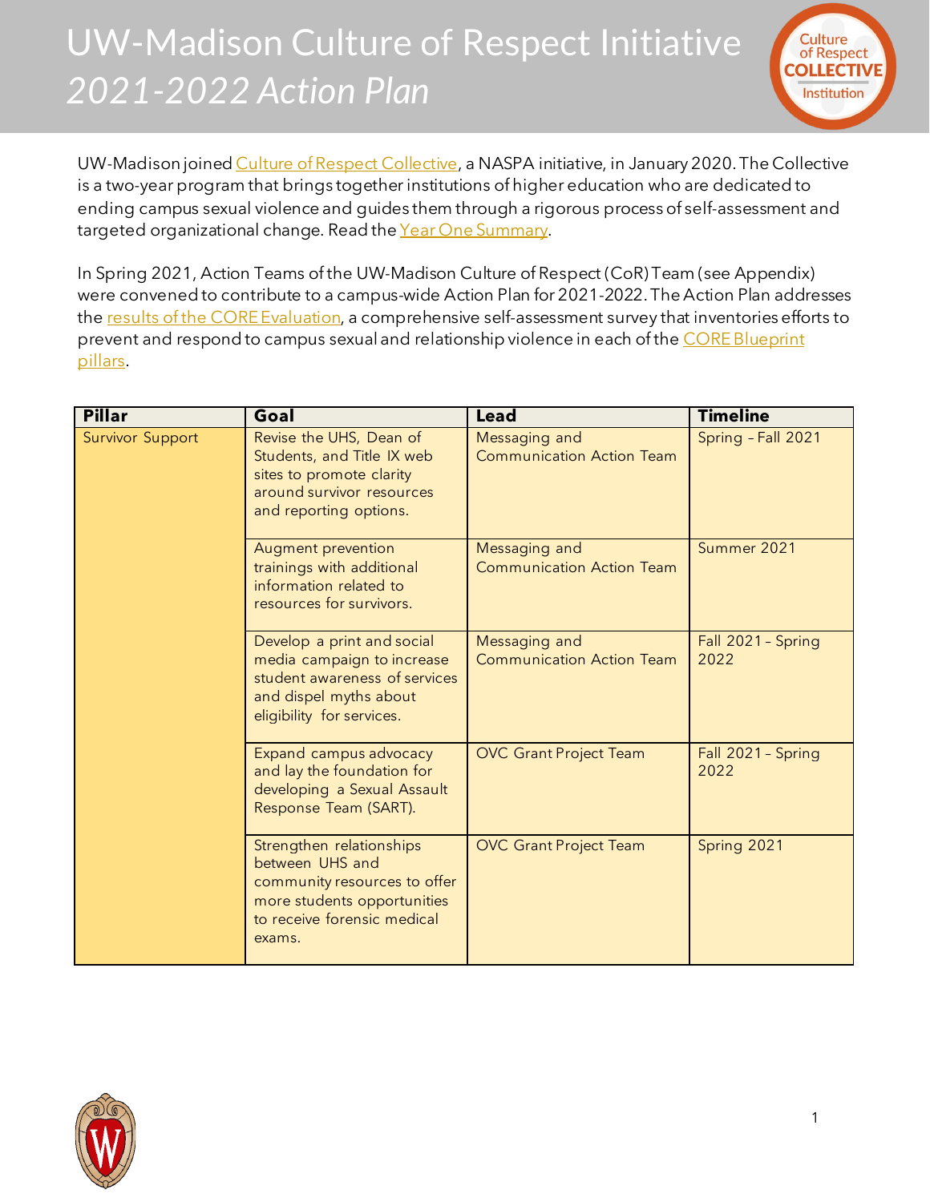# UW-Madison Culture of Respect Initiative

## *2021-2022 Action Plan*

UW-Madison joined Culture of Respect Collective, a NASPA initiative, in January 2020. The Collective is a two-year program that brings together institutions of higher education who are dedicated to ending campus sexual violence and guides them through a rigorous process of self-assessment and targeted organizational change. Read the Year One Summary.

In Spring 2021, Action Teams of the UW-Madison Culture of Respect (CoR) Team (see Appendix) were convened to contribute to a campus-wide Action Plan for 2021-2022. The Action Plan addresses the results of the CORE Evaluation, a comprehensive self-assessment survey that inventories efforts to prevent and respond to campus sexual and relationship violence in each of the CORE Blueprint pillars.

| Pillar | Goal | Lead | Timeline |
|---|---|---|---|
| Survivor Support | Revise the UHS, Dean of Students, and Title IX web sites to promote clarity around survivor resources and reporting options. | Messaging and Communication Action Team | Spring – Fall 2021 |
| | Augment prevention trainings with additional information related to resources for survivors. | Messaging and Communication Action Team | Summer 2021 |
| | Develop a print and social media campaign to increase student awareness of services and dispel myths about eligibility for services. | Messaging and Communication Action Team | Fall 2021 – Spring 2022 |
| | Expand campus advocacy and lay the foundation for developing a Sexual Assault Response Team (SART). | OVC Grant Project Team | Fall 2021 – Spring 2022 |
| | Strengthen relationships between UHS and community resources to offer more students opportunities to receive forensic medical exams. | OVC Grant Project Team | Spring 2021 |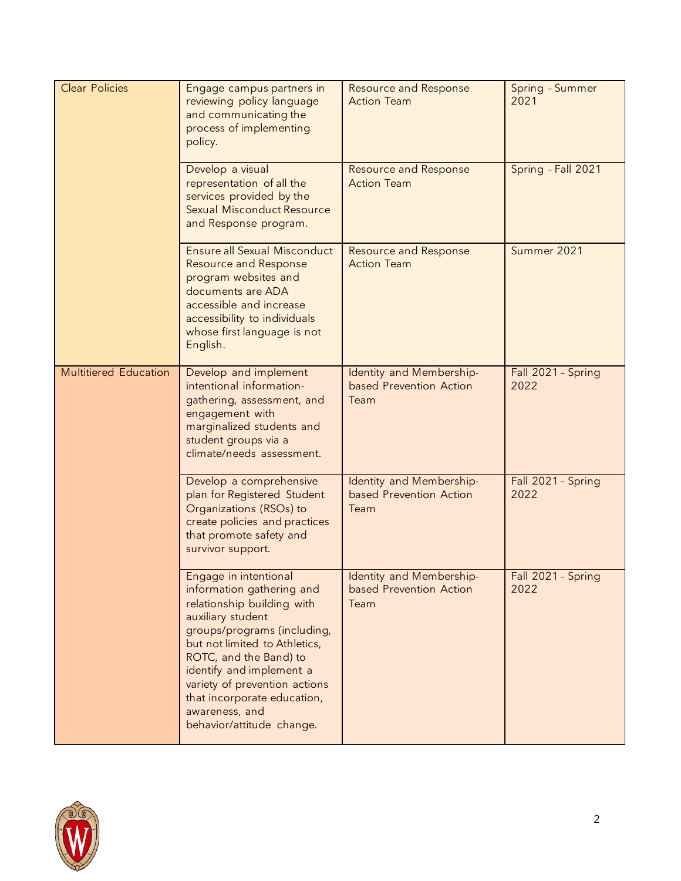| | | | |
|---|---|---|---|
| Clear Policies | Engage campus partners in reviewing policy language and communicating the process of implementing policy. | Resource and Response Action Team | Spring – Summer 2021 |
| | Develop a visual representation of all the services provided by the Sexual Misconduct Resource and Response program. | Resource and Response Action Team | Spring – Fall 2021 |
| | Ensure all Sexual Misconduct Resource and Response program websites and documents are ADA accessible and increase accessibility to individuals whose first language is not English. | Resource and Response Action Team | Summer 2021 |
| Multitiered Education | Develop and implement intentional information-gathering, assessment, and engagement with marginalized students and student groups via a climate/needs assessment. | Identity and Membership-based Prevention Action Team | Fall 2021 – Spring 2022 |
| | Develop a comprehensive plan for Registered Student Organizations (RSOs) to create policies and practices that promote safety and survivor support. | Identity and Membership-based Prevention Action Team | Fall 2021 – Spring 2022 |
| | Engage in intentional information gathering and relationship building with auxiliary student groups/programs (including, but not limited to Athletics, ROTC, and the Band) to identify and implement a variety of prevention actions that incorporate education, awareness, and behavior/attitude change. | Identity and Membership-based Prevention Action Team | Fall 2021 – Spring 2022 |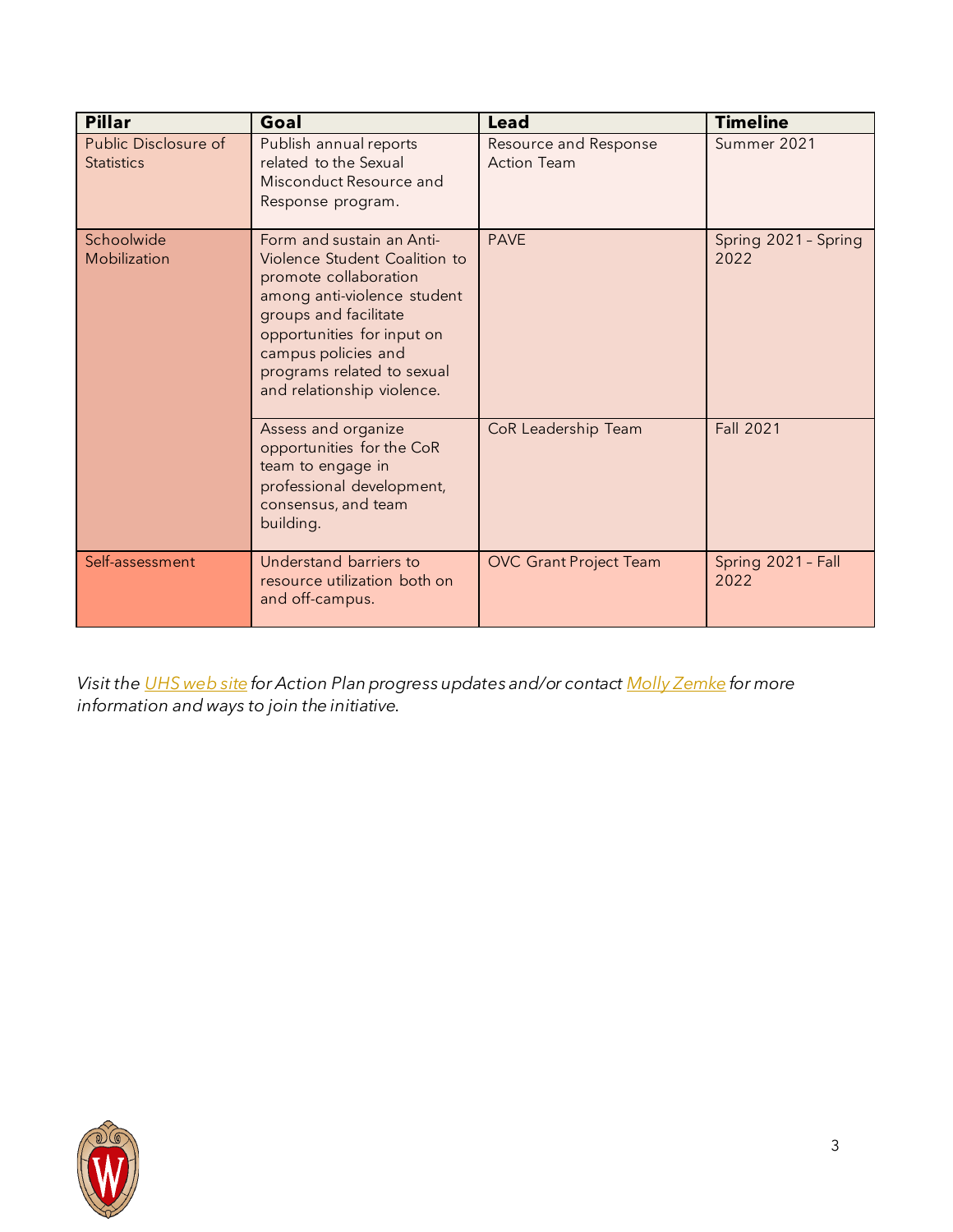| Pillar | Goal | Lead | Timeline |
| --- | --- | --- | --- |
| Public Disclosure of Statistics | Publish annual reports related to the Sexual Misconduct Resource and Response program. | Resource and Response Action Team | Summer 2021 |
| Schoolwide Mobilization | Form and sustain an Anti-Violence Student Coalition to promote collaboration among anti-violence student groups and facilitate opportunities for input on campus policies and programs related to sexual and relationship violence. | PAVE | Spring 2021 – Spring 2022 |
| | Assess and organize opportunities for the CoR team to engage in professional development, consensus, and team building. | CoR Leadership Team | Fall 2021 |
| Self-assessment | Understand barriers to resource utilization both on and off-campus. | OVC Grant Project Team | Spring 2021 – Fall 2022 |

*Visit the UHS web site for Action Plan progress updates and/or contact Molly Zemke for more information and ways to join the initiative.*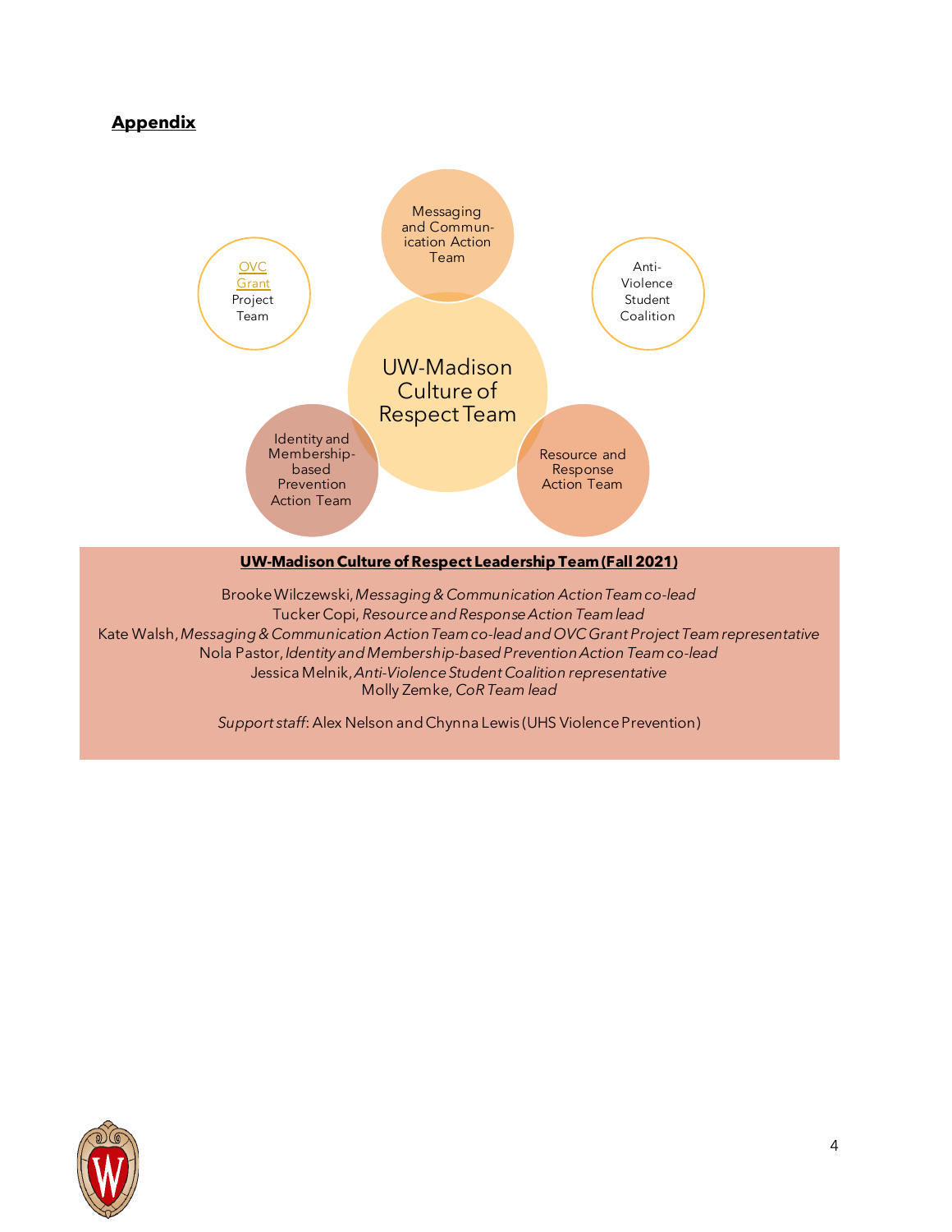## Appendix

Messaging and Communication Action Team

OVC Grant Project Team

Anti-Violence Student Coalition

UW-Madison Culture of Respect Team

Identity and Membership-based Prevention Action Team

Resource and Response Action Team

**UW-Madison Culture of Respect Leadership Team (Fall 2021)**

Brooke Wilczewski, *Messaging & Communication Action Team co-lead*
Tucker Copi, *Resource and Response Action Team lead*
Kate Walsh, *Messaging & Communication Action Team co-lead and OVC Grant Project Team representative*
Nola Pastor, *Identity and Membership-based Prevention Action Team co-lead*
Jessica Melnik, *Anti-Violence Student Coalition representative*
Molly Zemke, *CoR Team lead*

*Support staff*: Alex Nelson and Chynna Lewis (UHS Violence Prevention)